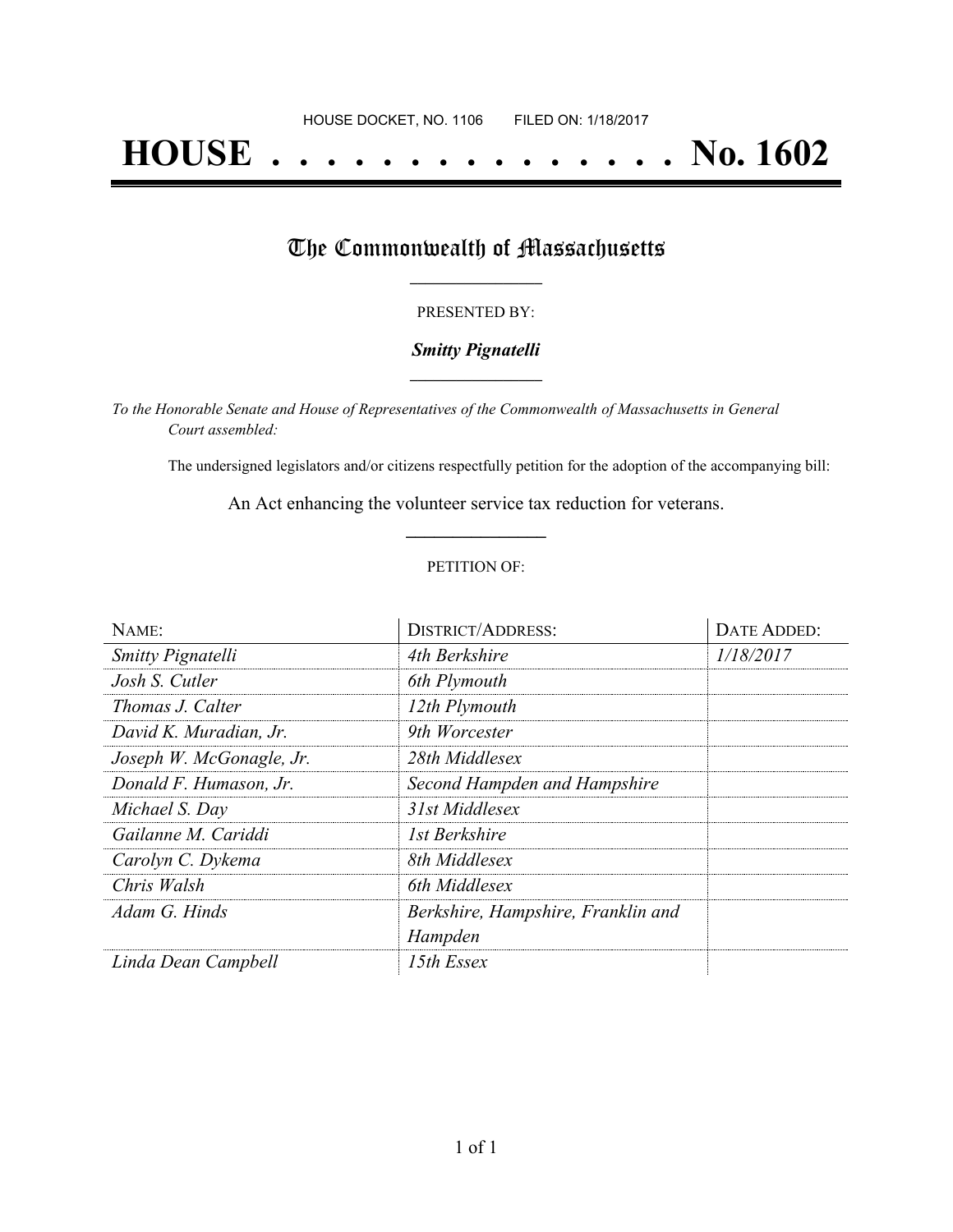HOUSE DOCKET, NO. 1106 FILED ON: 1/18/2017

# HOUSE . . . . . . . . . . . . . . . No. 1602

## The Commonwealth of Massachusetts

PRESENTED BY:

***Smitty Pignatelli***

*To the Honorable Senate and House of Representatives of the Commonwealth of Massachusetts in General Court assembled:*

The undersigned legislators and/or citizens respectfully petition for the adoption of the accompanying bill:

An Act enhancing the volunteer service tax reduction for veterans.

PETITION OF:

| NAME: | DISTRICT/ADDRESS: | DATE ADDED: |
|---|---|---|
| *Smitty Pignatelli* | *4th Berkshire* | *1/18/2017* |
| *Josh S. Cutler* | *6th Plymouth* | |
| *Thomas J. Calter* | *12th Plymouth* | |
| *David K. Muradian, Jr.* | *9th Worcester* | |
| *Joseph W. McGonagle, Jr.* | *28th Middlesex* | |
| *Donald F. Humason, Jr.* | *Second Hampden and Hampshire* | |
| *Michael S. Day* | *31st Middlesex* | |
| *Gailanne M. Cariddi* | *1st Berkshire* | |
| *Carolyn C. Dykema* | *8th Middlesex* | |
| *Chris Walsh* | *6th Middlesex* | |
| *Adam G. Hinds* | *Berkshire, Hampshire, Franklin and Hampden* | |
| *Linda Dean Campbell* | *15th Essex* | |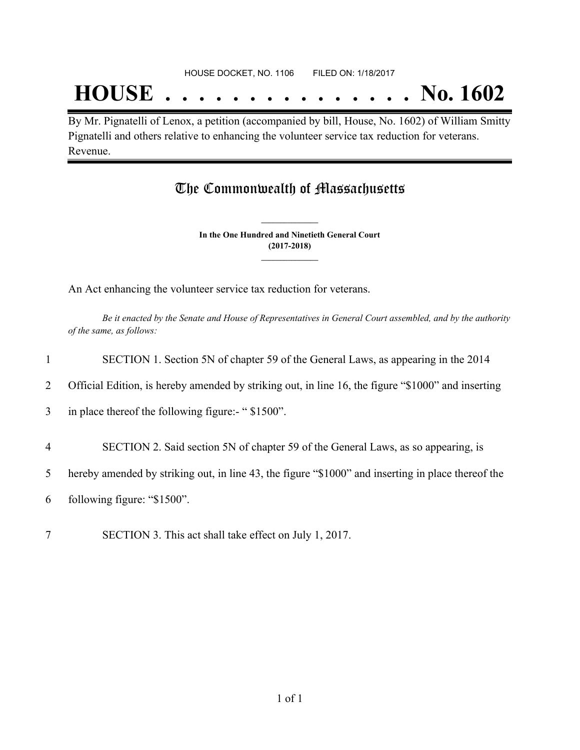HOUSE DOCKET, NO. 1106 FILED ON: 1/18/2017

# HOUSE . . . . . . . . . . . . . . . No. 1602

By Mr. Pignatelli of Lenox, a petition (accompanied by bill, House, No. 1602) of William Smitty Pignatelli and others relative to enhancing the volunteer service tax reduction for veterans. Revenue.

## The Commonwealth of Massachusetts

**In the One Hundred and Ninetieth General Court**
**(2017-2018)**

An Act enhancing the volunteer service tax reduction for veterans.

*Be it enacted by the Senate and House of Representatives in General Court assembled, and by the authority of the same, as follows:*

1 SECTION 1. Section 5N of chapter 59 of the General Laws, as appearing in the 2014
2 Official Edition, is hereby amended by striking out, in line 16, the figure "$1000" and inserting
3 in place thereof the following figure:- " $1500".

4 SECTION 2. Said section 5N of chapter 59 of the General Laws, as so appearing, is
5 hereby amended by striking out, in line 43, the figure "$1000" and inserting in place thereof the
6 following figure: "$1500".

7 SECTION 3. This act shall take effect on July 1, 2017.